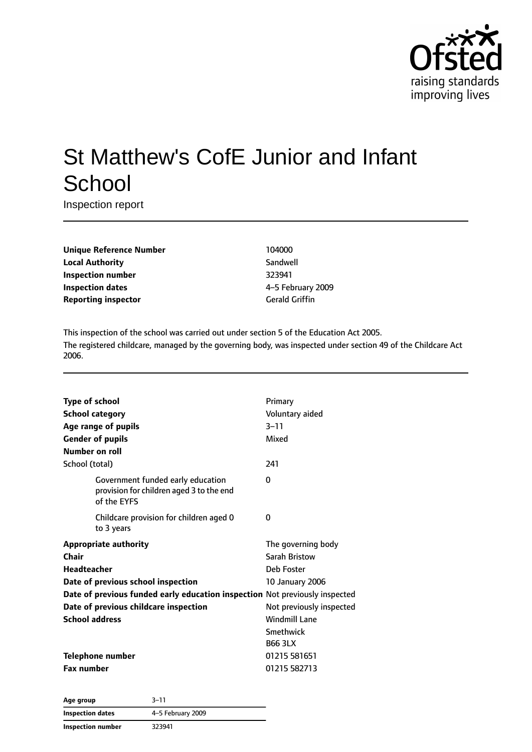# St Matthew's CofE Junior and Infant School

Inspection report

| | |
|---|---|
| **Unique Reference Number** | 104000 |
| **Local Authority** | Sandwell |
| **Inspection number** | 323941 |
| **Inspection dates** | 4–5 February 2009 |
| **Reporting inspector** | Gerald Griffin |

This inspection of the school was carried out under section 5 of the Education Act 2005.

The registered childcare, managed by the governing body, was inspected under section 49 of the Childcare Act 2006.

| | |
|---|---|
| **Type of school** | Primary |
| **School category** | Voluntary aided |
| **Age range of pupils** | 3–11 |
| **Gender of pupils** | Mixed |
| **Number on roll** | |
| School (total) | 241 |
| Government funded early education provision for children aged 3 to the end of the EYFS | 0 |
| Childcare provision for children aged 0 to 3 years | 0 |
| **Appropriate authority** | The governing body |
| **Chair** | Sarah Bristow |
| **Headteacher** | Deb Foster |
| **Date of previous school inspection** | 10 January 2006 |
| **Date of previous funded early education inspection** | Not previously inspected |
| **Date of previous childcare inspection** | Not previously inspected |
| **School address** | Windmill Lane<br>Smethwick<br>B66 3LX |
| **Telephone number** | 01215 581651 |
| **Fax number** | 01215 582713 |

| | |
|---|---|
| **Age group** | 3–11 |
| **Inspection dates** | 4–5 February 2009 |
| **Inspection number** | 323941 |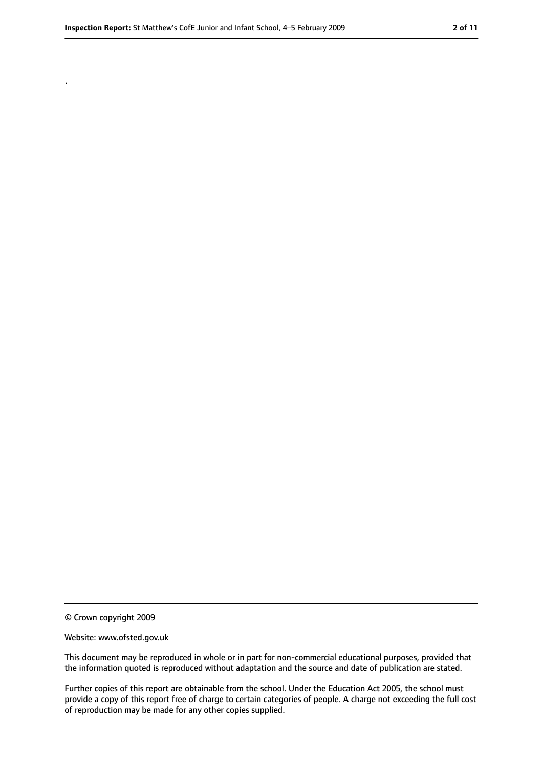.

© Crown copyright 2009

Website: www.ofsted.gov.uk

This document may be reproduced in whole or in part for non-commercial educational purposes, provided that the information quoted is reproduced without adaptation and the source and date of publication are stated.

Further copies of this report are obtainable from the school. Under the Education Act 2005, the school must provide a copy of this report free of charge to certain categories of people. A charge not exceeding the full cost of reproduction may be made for any other copies supplied.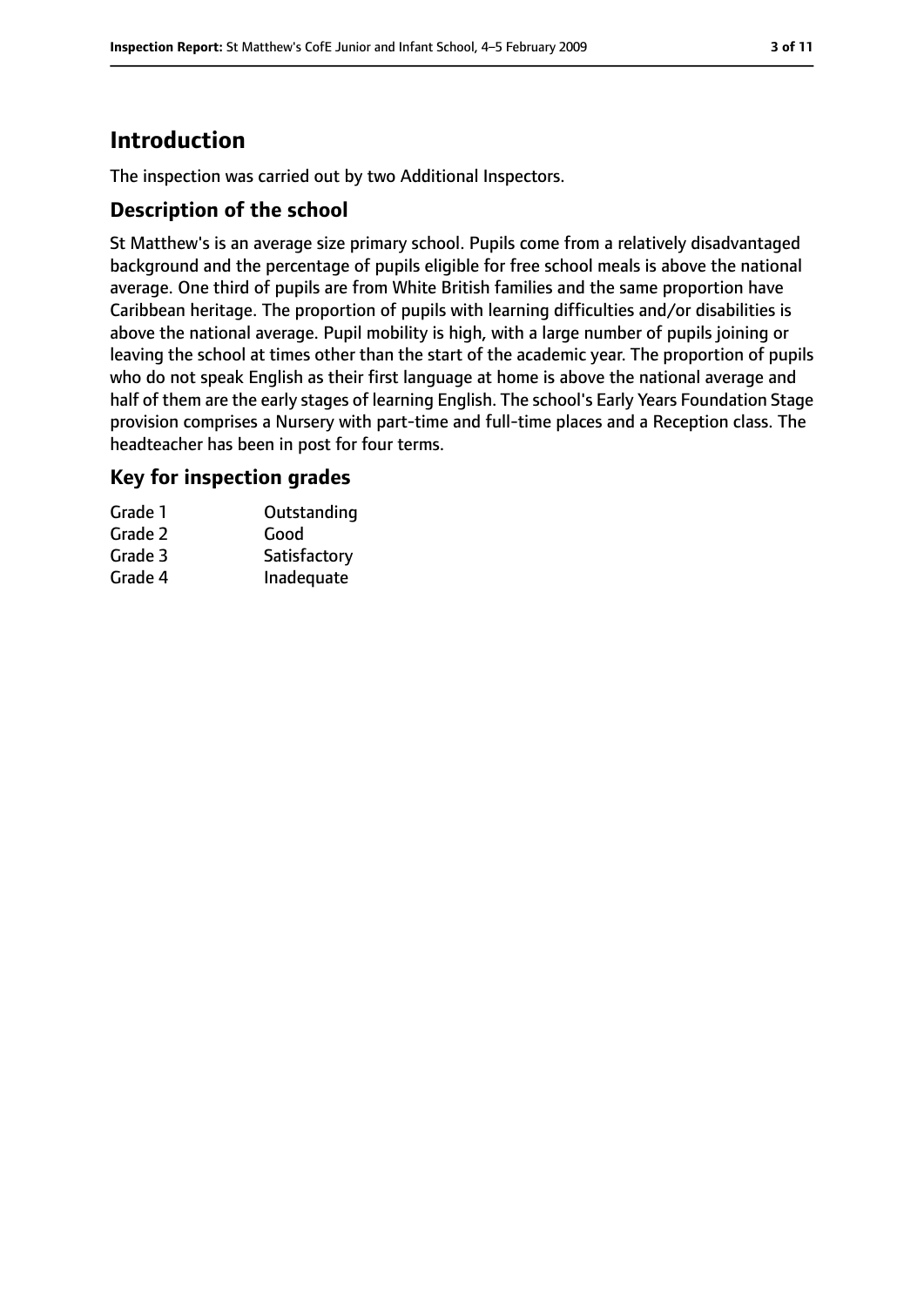## Introduction

The inspection was carried out by two Additional Inspectors.

### Description of the school

St Matthew's is an average size primary school. Pupils come from a relatively disadvantaged background and the percentage of pupils eligible for free school meals is above the national average. One third of pupils are from White British families and the same proportion have Caribbean heritage. The proportion of pupils with learning difficulties and/or disabilities is above the national average. Pupil mobility is high, with a large number of pupils joining or leaving the school at times other than the start of the academic year. The proportion of pupils who do not speak English as their first language at home is above the national average and half of them are the early stages of learning English. The school's Early Years Foundation Stage provision comprises a Nursery with part-time and full-time places and a Reception class. The headteacher has been in post for four terms.

### Key for inspection grades

| | |
|---|---|
| Grade 1 | Outstanding |
| Grade 2 | Good |
| Grade 3 | Satisfactory |
| Grade 4 | Inadequate |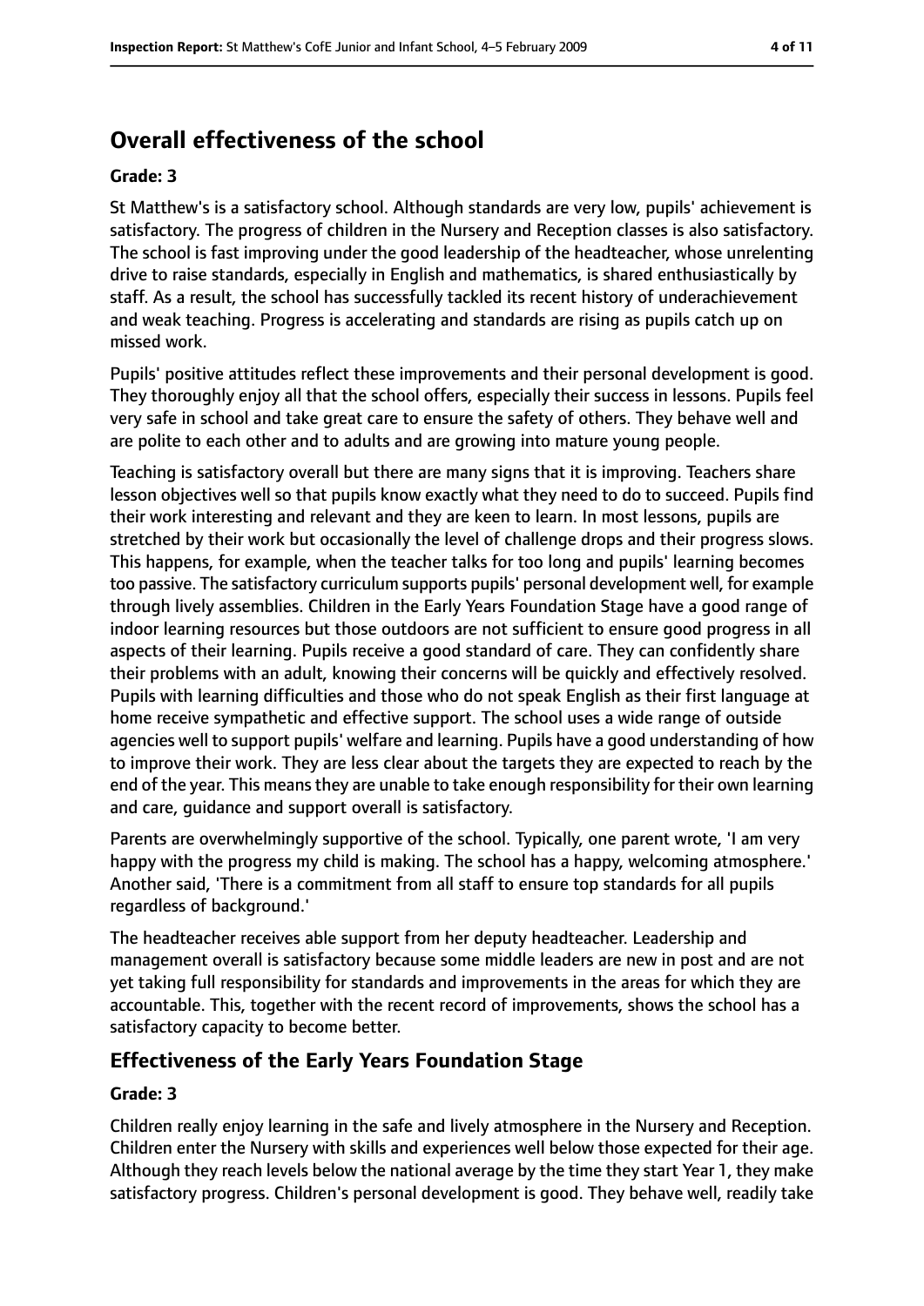## Overall effectiveness of the school

**Grade: 3**

St Matthew's is a satisfactory school. Although standards are very low, pupils' achievement is satisfactory. The progress of children in the Nursery and Reception classes is also satisfactory. The school is fast improving under the good leadership of the headteacher, whose unrelenting drive to raise standards, especially in English and mathematics, is shared enthusiastically by staff. As a result, the school has successfully tackled its recent history of underachievement and weak teaching. Progress is accelerating and standards are rising as pupils catch up on missed work.

Pupils' positive attitudes reflect these improvements and their personal development is good. They thoroughly enjoy all that the school offers, especially their success in lessons. Pupils feel very safe in school and take great care to ensure the safety of others. They behave well and are polite to each other and to adults and are growing into mature young people.

Teaching is satisfactory overall but there are many signs that it is improving. Teachers share lesson objectives well so that pupils know exactly what they need to do to succeed. Pupils find their work interesting and relevant and they are keen to learn. In most lessons, pupils are stretched by their work but occasionally the level of challenge drops and their progress slows. This happens, for example, when the teacher talks for too long and pupils' learning becomes too passive. The satisfactory curriculum supports pupils' personal development well, for example through lively assemblies. Children in the Early Years Foundation Stage have a good range of indoor learning resources but those outdoors are not sufficient to ensure good progress in all aspects of their learning. Pupils receive a good standard of care. They can confidently share their problems with an adult, knowing their concerns will be quickly and effectively resolved. Pupils with learning difficulties and those who do not speak English as their first language at home receive sympathetic and effective support. The school uses a wide range of outside agencies well to support pupils' welfare and learning. Pupils have a good understanding of how to improve their work. They are less clear about the targets they are expected to reach by the end of the year. This means they are unable to take enough responsibility for their own learning and care, guidance and support overall is satisfactory.

Parents are overwhelmingly supportive of the school. Typically, one parent wrote, 'I am very happy with the progress my child is making. The school has a happy, welcoming atmosphere.' Another said, 'There is a commitment from all staff to ensure top standards for all pupils regardless of background.'

The headteacher receives able support from her deputy headteacher. Leadership and management overall is satisfactory because some middle leaders are new in post and are not yet taking full responsibility for standards and improvements in the areas for which they are accountable. This, together with the recent record of improvements, shows the school has a satisfactory capacity to become better.

## Effectiveness of the Early Years Foundation Stage

**Grade: 3**

Children really enjoy learning in the safe and lively atmosphere in the Nursery and Reception. Children enter the Nursery with skills and experiences well below those expected for their age. Although they reach levels below the national average by the time they start Year 1, they make satisfactory progress. Children's personal development is good. They behave well, readily take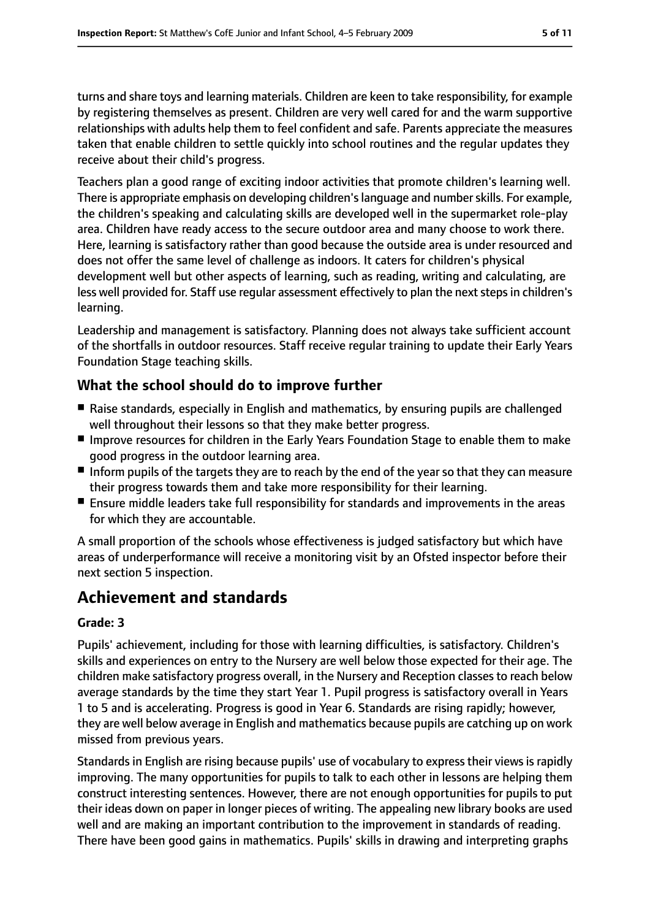turns and share toys and learning materials. Children are keen to take responsibility, for example by registering themselves as present. Children are very well cared for and the warm supportive relationships with adults help them to feel confident and safe. Parents appreciate the measures taken that enable children to settle quickly into school routines and the regular updates they receive about their child's progress.

Teachers plan a good range of exciting indoor activities that promote children's learning well. There is appropriate emphasis on developing children's language and number skills. For example, the children's speaking and calculating skills are developed well in the supermarket role-play area. Children have ready access to the secure outdoor area and many choose to work there. Here, learning is satisfactory rather than good because the outside area is under resourced and does not offer the same level of challenge as indoors. It caters for children's physical development well but other aspects of learning, such as reading, writing and calculating, are less well provided for. Staff use regular assessment effectively to plan the next steps in children's learning.

Leadership and management is satisfactory. Planning does not always take sufficient account of the shortfalls in outdoor resources. Staff receive regular training to update their Early Years Foundation Stage teaching skills.

### What the school should do to improve further

- Raise standards, especially in English and mathematics, by ensuring pupils are challenged well throughout their lessons so that they make better progress.
- Improve resources for children in the Early Years Foundation Stage to enable them to make good progress in the outdoor learning area.
- Inform pupils of the targets they are to reach by the end of the year so that they can measure their progress towards them and take more responsibility for their learning.
- Ensure middle leaders take full responsibility for standards and improvements in the areas for which they are accountable.

A small proportion of the schools whose effectiveness is judged satisfactory but which have areas of underperformance will receive a monitoring visit by an Ofsted inspector before their next section 5 inspection.

## Achievement and standards

#### Grade: 3

Pupils' achievement, including for those with learning difficulties, is satisfactory. Children's skills and experiences on entry to the Nursery are well below those expected for their age. The children make satisfactory progress overall, in the Nursery and Reception classes to reach below average standards by the time they start Year 1. Pupil progress is satisfactory overall in Years 1 to 5 and is accelerating. Progress is good in Year 6. Standards are rising rapidly; however, they are well below average in English and mathematics because pupils are catching up on work missed from previous years.

Standards in English are rising because pupils' use of vocabulary to express their views is rapidly improving. The many opportunities for pupils to talk to each other in lessons are helping them construct interesting sentences. However, there are not enough opportunities for pupils to put their ideas down on paper in longer pieces of writing. The appealing new library books are used well and are making an important contribution to the improvement in standards of reading. There have been good gains in mathematics. Pupils' skills in drawing and interpreting graphs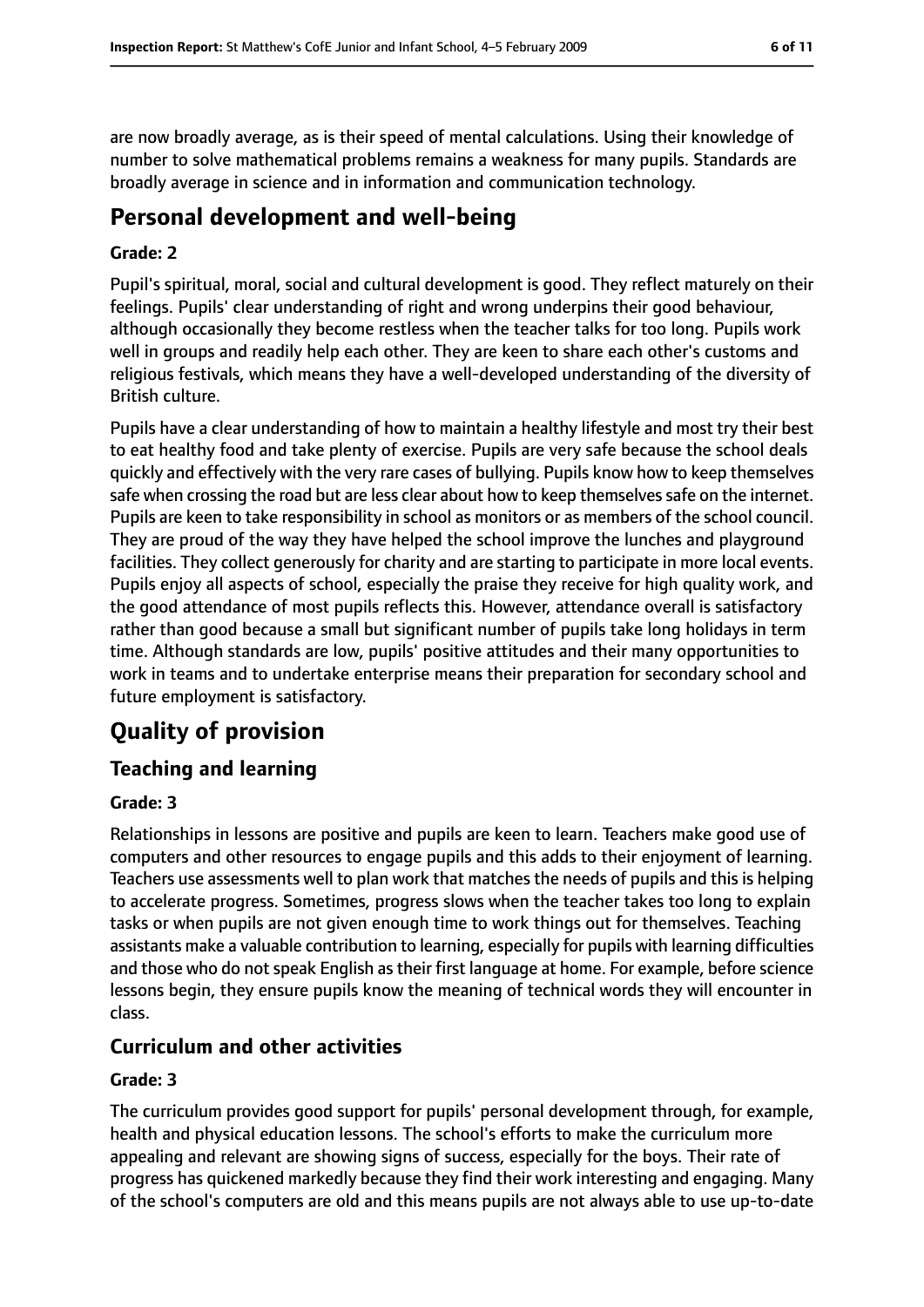are now broadly average, as is their speed of mental calculations. Using their knowledge of number to solve mathematical problems remains a weakness for many pupils. Standards are broadly average in science and in information and communication technology.

# Personal development and well-being

**Grade: 2**

Pupil's spiritual, moral, social and cultural development is good. They reflect maturely on their feelings. Pupils' clear understanding of right and wrong underpins their good behaviour, although occasionally they become restless when the teacher talks for too long. Pupils work well in groups and readily help each other. They are keen to share each other's customs and religious festivals, which means they have a well-developed understanding of the diversity of British culture.

Pupils have a clear understanding of how to maintain a healthy lifestyle and most try their best to eat healthy food and take plenty of exercise. Pupils are very safe because the school deals quickly and effectively with the very rare cases of bullying. Pupils know how to keep themselves safe when crossing the road but are less clear about how to keep themselves safe on the internet. Pupils are keen to take responsibility in school as monitors or as members of the school council. They are proud of the way they have helped the school improve the lunches and playground facilities. They collect generously for charity and are starting to participate in more local events. Pupils enjoy all aspects of school, especially the praise they receive for high quality work, and the good attendance of most pupils reflects this. However, attendance overall is satisfactory rather than good because a small but significant number of pupils take long holidays in term time. Although standards are low, pupils' positive attitudes and their many opportunities to work in teams and to undertake enterprise means their preparation for secondary school and future employment is satisfactory.

# Quality of provision

## Teaching and learning

**Grade: 3**

Relationships in lessons are positive and pupils are keen to learn. Teachers make good use of computers and other resources to engage pupils and this adds to their enjoyment of learning. Teachers use assessments well to plan work that matches the needs of pupils and this is helping to accelerate progress. Sometimes, progress slows when the teacher takes too long to explain tasks or when pupils are not given enough time to work things out for themselves. Teaching assistants make a valuable contribution to learning, especially for pupils with learning difficulties and those who do not speak English as their first language at home. For example, before science lessons begin, they ensure pupils know the meaning of technical words they will encounter in class.

## Curriculum and other activities

**Grade: 3**

The curriculum provides good support for pupils' personal development through, for example, health and physical education lessons. The school's efforts to make the curriculum more appealing and relevant are showing signs of success, especially for the boys. Their rate of progress has quickened markedly because they find their work interesting and engaging. Many of the school's computers are old and this means pupils are not always able to use up-to-date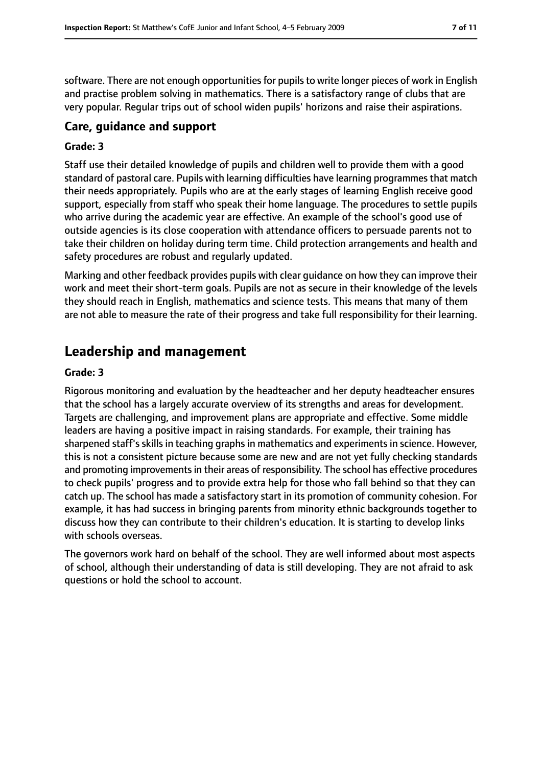software. There are not enough opportunities for pupils to write longer pieces of work in English and practise problem solving in mathematics. There is a satisfactory range of clubs that are very popular. Regular trips out of school widen pupils' horizons and raise their aspirations.

### Care, guidance and support

#### Grade: 3

Staff use their detailed knowledge of pupils and children well to provide them with a good standard of pastoral care. Pupils with learning difficulties have learning programmes that match their needs appropriately. Pupils who are at the early stages of learning English receive good support, especially from staff who speak their home language. The procedures to settle pupils who arrive during the academic year are effective. An example of the school's good use of outside agencies is its close cooperation with attendance officers to persuade parents not to take their children on holiday during term time. Child protection arrangements and health and safety procedures are robust and regularly updated.

Marking and other feedback provides pupils with clear guidance on how they can improve their work and meet their short-term goals. Pupils are not as secure in their knowledge of the levels they should reach in English, mathematics and science tests. This means that many of them are not able to measure the rate of their progress and take full responsibility for their learning.

## Leadership and management

#### Grade: 3

Rigorous monitoring and evaluation by the headteacher and her deputy headteacher ensures that the school has a largely accurate overview of its strengths and areas for development. Targets are challenging, and improvement plans are appropriate and effective. Some middle leaders are having a positive impact in raising standards. For example, their training has sharpened staff's skills in teaching graphs in mathematics and experiments in science. However, this is not a consistent picture because some are new and are not yet fully checking standards and promoting improvements in their areas of responsibility. The school has effective procedures to check pupils' progress and to provide extra help for those who fall behind so that they can catch up. The school has made a satisfactory start in its promotion of community cohesion. For example, it has had success in bringing parents from minority ethnic backgrounds together to discuss how they can contribute to their children's education. It is starting to develop links with schools overseas.

The governors work hard on behalf of the school. They are well informed about most aspects of school, although their understanding of data is still developing. They are not afraid to ask questions or hold the school to account.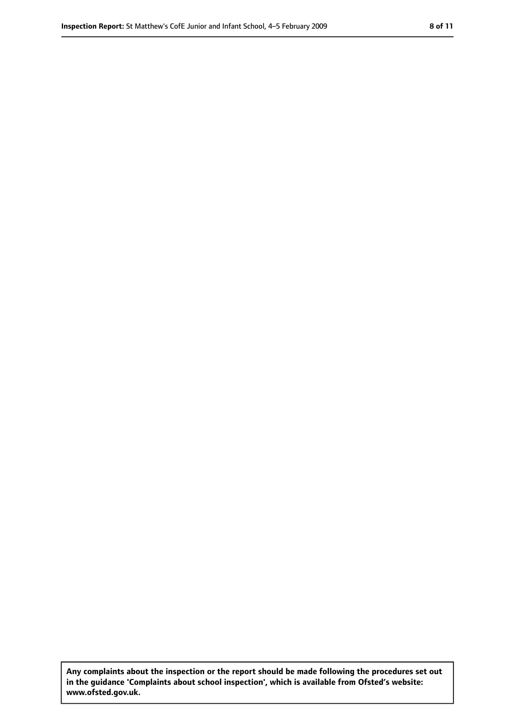**Any complaints about the inspection or the report should be made following the procedures set out in the guidance 'Complaints about school inspection', which is available from Ofsted's website: www.ofsted.gov.uk.**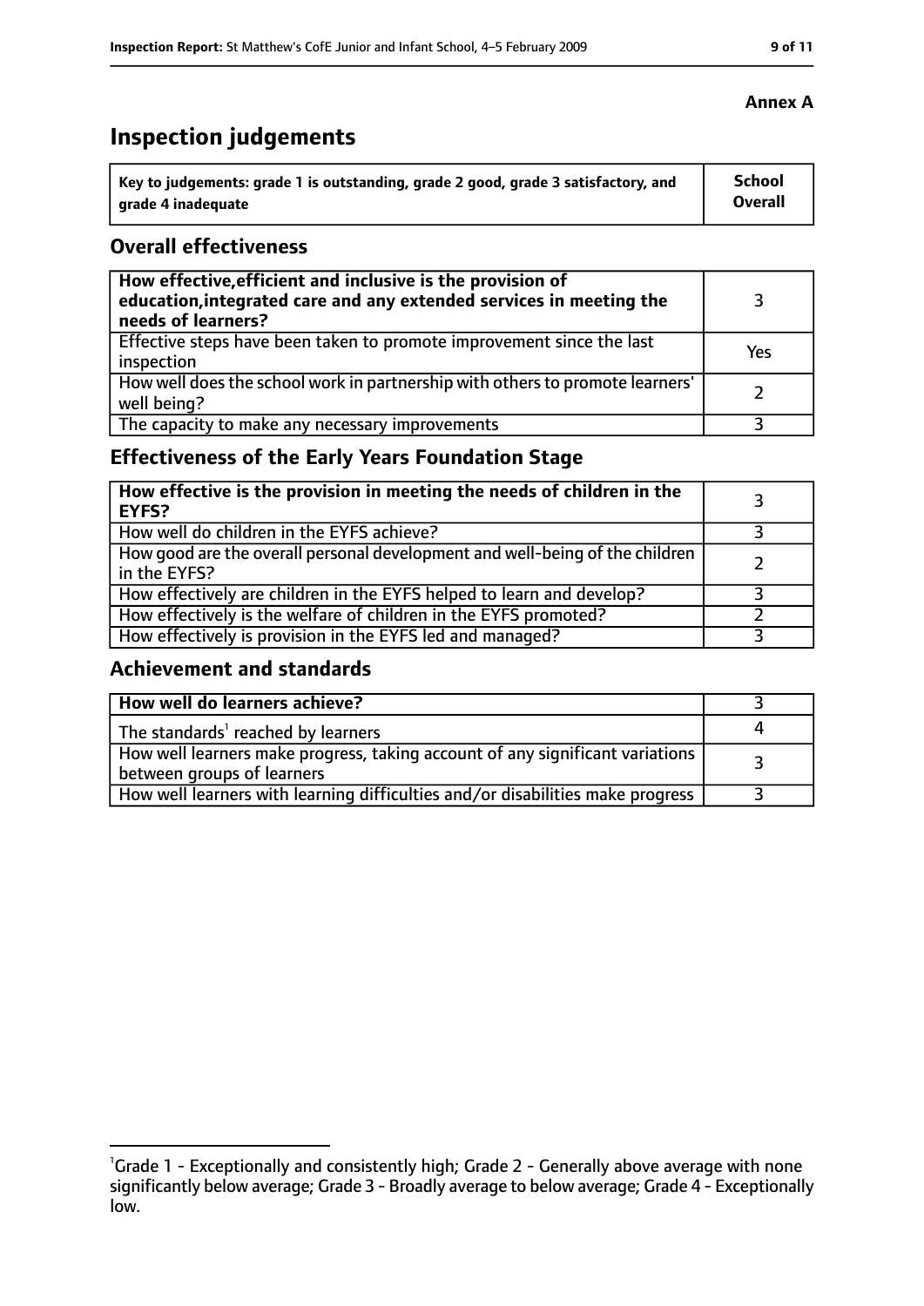**Annex A**

# Inspection judgements

| Key to judgements: grade 1 is outstanding, grade 2 good, grade 3 satisfactory, and grade 4 inadequate | School Overall |
|---|---|

## Overall effectiveness

| | |
|---|---|
| **How effective, efficient and inclusive is the provision of education, integrated care and any extended services in meeting the needs of learners?** | 3 |
| Effective steps have been taken to promote improvement since the last inspection | Yes |
| How well does the school work in partnership with others to promote learners' well being? | 2 |
| The capacity to make any necessary improvements | 3 |

## Effectiveness of the Early Years Foundation Stage

| | |
|---|---|
| **How effective is the provision in meeting the needs of children in the EYFS?** | 3 |
| How well do children in the EYFS achieve? | 3 |
| How good are the overall personal development and well-being of the children in the EYFS? | 2 |
| How effectively are children in the EYFS helped to learn and develop? | 3 |
| How effectively is the welfare of children in the EYFS promoted? | 2 |
| How effectively is provision in the EYFS led and managed? | 3 |

## Achievement and standards

| | |
|---|---|
| **How well do learners achieve?** | 3 |
| The standards[1] reached by learners | 4 |
| How well learners make progress, taking account of any significant variations between groups of learners | 3 |
| How well learners with learning difficulties and/or disabilities make progress | 3 |

[1]Grade 1 - Exceptionally and consistently high; Grade 2 - Generally above average with none significantly below average; Grade 3 - Broadly average to below average; Grade 4 - Exceptionally low.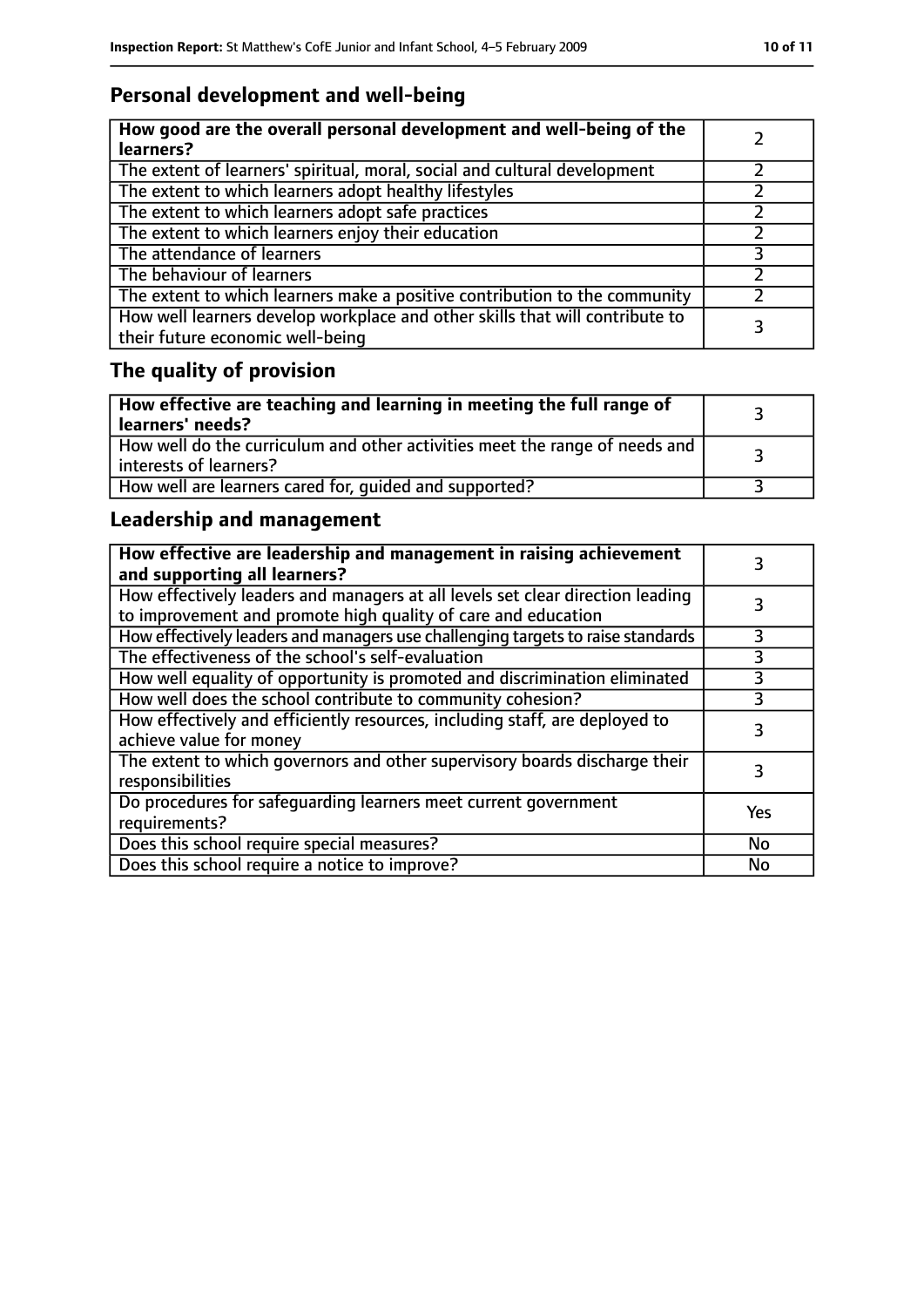## Personal development and well-being

| How good are the overall personal development and well-being of the learners? | 2 |
|---|---|
| The extent of learners' spiritual, moral, social and cultural development | 2 |
| The extent to which learners adopt healthy lifestyles | 2 |
| The extent to which learners adopt safe practices | 2 |
| The extent to which learners enjoy their education | 2 |
| The attendance of learners | 3 |
| The behaviour of learners | 2 |
| The extent to which learners make a positive contribution to the community | 2 |
| How well learners develop workplace and other skills that will contribute to their future economic well-being | 3 |

## The quality of provision

| How effective are teaching and learning in meeting the full range of learners' needs? | 3 |
|---|---|
| How well do the curriculum and other activities meet the range of needs and interests of learners? | 3 |
| How well are learners cared for, guided and supported? | 3 |

## Leadership and management

| How effective are leadership and management in raising achievement and supporting all learners? | 3 |
|---|---|
| How effectively leaders and managers at all levels set clear direction leading to improvement and promote high quality of care and education | 3 |
| How effectively leaders and managers use challenging targets to raise standards | 3 |
| The effectiveness of the school's self-evaluation | 3 |
| How well equality of opportunity is promoted and discrimination eliminated | 3 |
| How well does the school contribute to community cohesion? | 3 |
| How effectively and efficiently resources, including staff, are deployed to achieve value for money | 3 |
| The extent to which governors and other supervisory boards discharge their responsibilities | 3 |
| Do procedures for safeguarding learners meet current government requirements? | Yes |
| Does this school require special measures? | No |
| Does this school require a notice to improve? | No |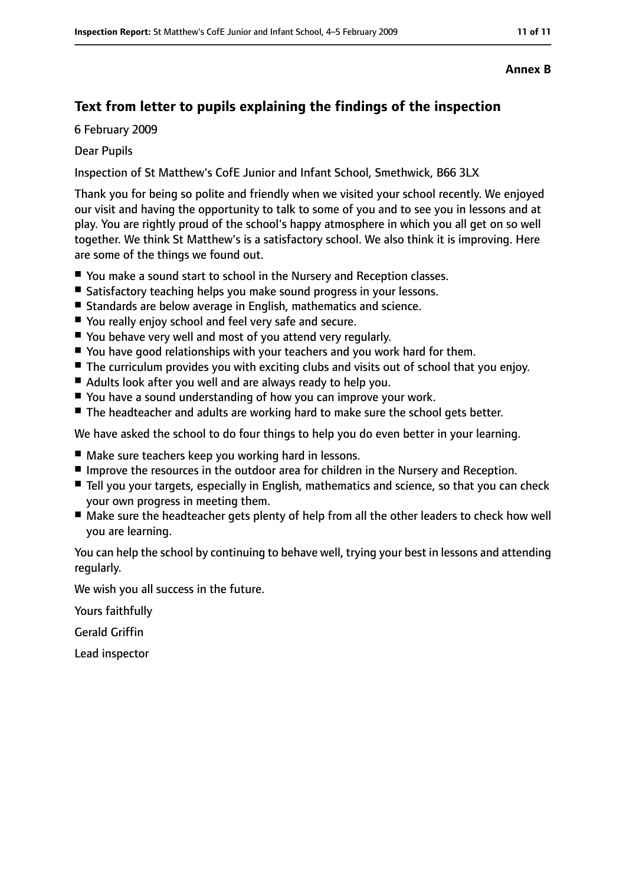**Annex B**

## Text from letter to pupils explaining the findings of the inspection

6 February 2009

Dear Pupils

Inspection of St Matthew's CofE Junior and Infant School, Smethwick, B66 3LX

Thank you for being so polite and friendly when we visited your school recently. We enjoyed our visit and having the opportunity to talk to some of you and to see you in lessons and at play. You are rightly proud of the school's happy atmosphere in which you all get on so well together. We think St Matthew's is a satisfactory school. We also think it is improving. Here are some of the things we found out.

- You make a sound start to school in the Nursery and Reception classes.
- Satisfactory teaching helps you make sound progress in your lessons.
- Standards are below average in English, mathematics and science.
- You really enjoy school and feel very safe and secure.
- You behave very well and most of you attend very regularly.
- You have good relationships with your teachers and you work hard for them.
- The curriculum provides you with exciting clubs and visits out of school that you enjoy.
- Adults look after you well and are always ready to help you.
- You have a sound understanding of how you can improve your work.
- The headteacher and adults are working hard to make sure the school gets better.

We have asked the school to do four things to help you do even better in your learning.

- Make sure teachers keep you working hard in lessons.
- Improve the resources in the outdoor area for children in the Nursery and Reception.
- Tell you your targets, especially in English, mathematics and science, so that you can check your own progress in meeting them.
- Make sure the headteacher gets plenty of help from all the other leaders to check how well you are learning.

You can help the school by continuing to behave well, trying your best in lessons and attending regularly.

We wish you all success in the future.

Yours faithfully

Gerald Griffin

Lead inspector